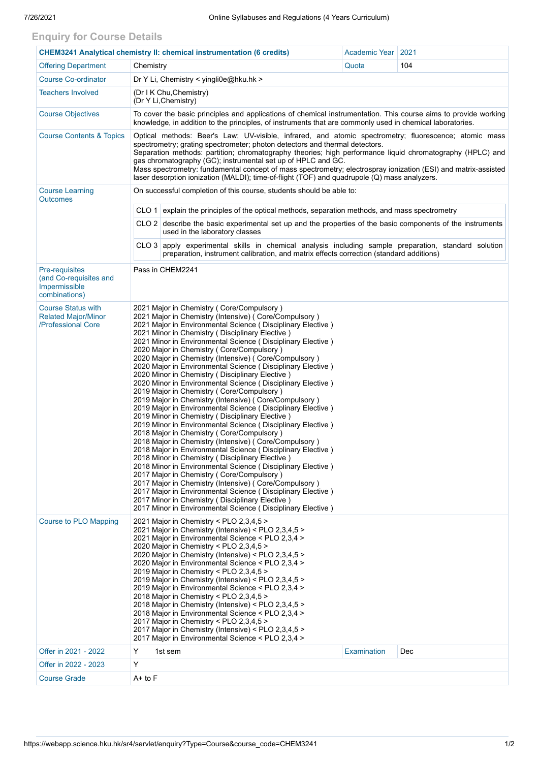# Enquiry for Course Details

| **CHEM3241 Analytical chemistry II: chemical instrumentation (6 credits)** | | Academic Year | 2021 |
|---|---|---|---|
| Offering Department | Chemistry | Quota | 104 |
| Course Co-ordinator | Dr Y Li, Chemistry < yingli0e@hku.hk > | | |
| Teachers Involved | (Dr I K Chu,Chemistry)<br>(Dr Y Li,Chemistry) | | |
| Course Objectives | To cover the basic principles and applications of chemical instrumentation. This course aims to provide working knowledge, in addition to the principles, of instruments that are commonly used in chemical laboratories. | | |
| Course Contents & Topics | Optical methods: Beer's Law; UV-visible, infrared, and atomic spectrometry; fluorescence; atomic mass spectrometry; grating spectrometer; photon detectors and thermal detectors.<br>Separation methods: partition; chromatography theories; high performance liquid chromatography (HPLC) and gas chromatography (GC); instrumental set up of HPLC and GC.<br>Mass spectrometry: fundamental concept of mass spectrometry; electrospray ionization (ESI) and matrix-assisted laser desorption ionization (MALDI); time-of-flight (TOF) and quadrupole (Q) mass analyzers. | | |
| Course Learning Outcomes | On successful completion of this course, students should be able to:<br>CLO 1 explain the principles of the optical methods, separation methods, and mass spectrometry<br>CLO 2 describe the basic experimental set up and the properties of the basic components of the instruments used in the laboratory classes<br>CLO 3 apply experimental skills in chemical analysis including sample preparation, standard solution preparation, instrument calibration, and matrix effects correction (standard additions) | | |
| Pre-requisites (and Co-requisites and Impermissible combinations) | Pass in CHEM2241 | | |
| Course Status with Related Major/Minor /Professional Core | 2021 Major in Chemistry ( Core/Compulsory )<br>2021 Major in Chemistry (Intensive) ( Core/Compulsory )<br>2021 Major in Environmental Science ( Disciplinary Elective )<br>2021 Minor in Chemistry ( Disciplinary Elective )<br>2021 Minor in Environmental Science ( Disciplinary Elective )<br>2020 Major in Chemistry ( Core/Compulsory )<br>2020 Major in Chemistry (Intensive) ( Core/Compulsory )<br>2020 Major in Environmental Science ( Disciplinary Elective )<br>2020 Minor in Chemistry ( Disciplinary Elective )<br>2020 Minor in Environmental Science ( Disciplinary Elective )<br>2019 Major in Chemistry ( Core/Compulsory )<br>2019 Major in Chemistry (Intensive) ( Core/Compulsory )<br>2019 Major in Environmental Science ( Disciplinary Elective )<br>2019 Minor in Chemistry ( Disciplinary Elective )<br>2019 Minor in Environmental Science ( Disciplinary Elective )<br>2018 Major in Chemistry ( Core/Compulsory )<br>2018 Major in Chemistry (Intensive) ( Core/Compulsory )<br>2018 Major in Environmental Science ( Disciplinary Elective )<br>2018 Minor in Chemistry ( Disciplinary Elective )<br>2018 Minor in Environmental Science ( Disciplinary Elective )<br>2017 Major in Chemistry ( Core/Compulsory )<br>2017 Major in Chemistry (Intensive) ( Core/Compulsory )<br>2017 Major in Environmental Science ( Disciplinary Elective )<br>2017 Minor in Chemistry ( Disciplinary Elective )<br>2017 Minor in Environmental Science ( Disciplinary Elective ) | | |
| Course to PLO Mapping | 2021 Major in Chemistry < PLO 2,3,4,5 ><br>2021 Major in Chemistry (Intensive) < PLO 2,3,4,5 ><br>2021 Major in Environmental Science < PLO 2,3,4 ><br>2020 Major in Chemistry < PLO 2,3,4,5 ><br>2020 Major in Chemistry (Intensive) < PLO 2,3,4,5 ><br>2020 Major in Environmental Science < PLO 2,3,4 ><br>2019 Major in Chemistry < PLO 2,3,4,5 ><br>2019 Major in Chemistry (Intensive) < PLO 2,3,4,5 ><br>2019 Major in Environmental Science < PLO 2,3,4 ><br>2018 Major in Chemistry < PLO 2,3,4,5 ><br>2018 Major in Chemistry (Intensive) < PLO 2,3,4,5 ><br>2018 Major in Environmental Science < PLO 2,3,4 ><br>2017 Major in Chemistry < PLO 2,3,4,5 ><br>2017 Major in Chemistry (Intensive) < PLO 2,3,4,5 ><br>2017 Major in Environmental Science < PLO 2,3,4 > | | |
| Offer in 2021 - 2022 | Y 1st sem | Examination | Dec |
| Offer in 2022 - 2023 | Y | | |
| Course Grade | A+ to F | | |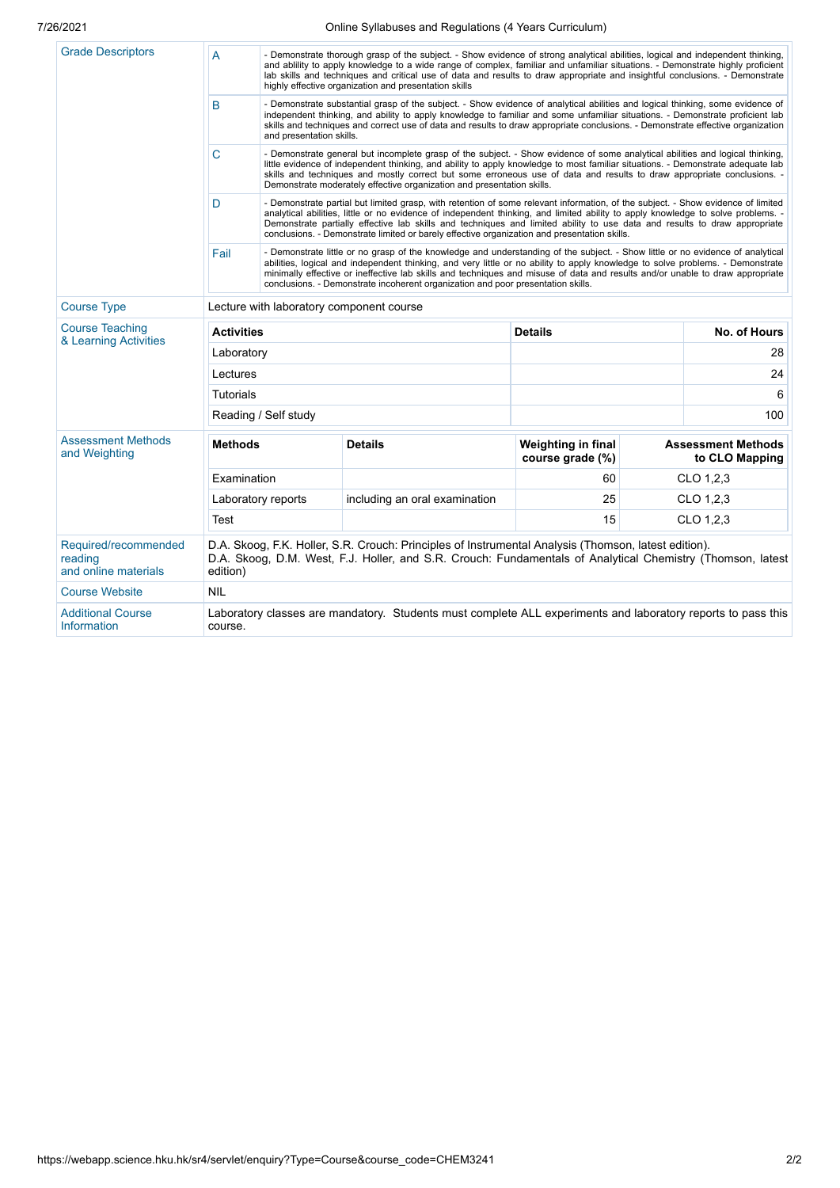| | |
|---|---|
| Grade Descriptors | **A** - Demonstrate thorough grasp of the subject. - Show evidence of strong analytical abilities, logical and independent thinking, and ablility to apply knowledge to a wide range of complex, familiar and unfamiliar situations. - Demonstrate highly proficient lab skills and techniques and critical use of data and results to draw appropriate and insightful conclusions. - Demonstrate highly effective organization and presentation skills<br>**B** - Demonstrate substantial grasp of the subject. - Show evidence of analytical abilities and logical thinking, some evidence of independent thinking, and ability to apply knowledge to familiar and some unfamiliar situations. - Demonstrate proficient lab skills and techniques and correct use of data and results to draw appropriate conclusions. - Demonstrate effective organization and presentation skills.<br>**C** - Demonstrate general but incomplete grasp of the subject. - Show evidence of some analytical abilities and logical thinking, little evidence of independent thinking, and ability to apply knowledge to most familiar situations. - Demonstrate adequate lab skills and techniques and mostly correct but some erroneous use of data and results to draw appropriate conclusions. - Demonstrate moderately effective organization and presentation skills.<br>**D** - Demonstrate partial but limited grasp, with retention of some relevant information, of the subject. - Show evidence of limited analytical abilities, little or no evidence of independent thinking, and limited ability to apply knowledge to solve problems. - Demonstrate partially effective lab skills and techniques and limited ability to use data and results to draw appropriate conclusions. - Demonstrate limited or barely effective organization and presentation skills.<br>**Fail** - Demonstrate little or no grasp of the knowledge and understanding of the subject. - Show little or no evidence of analytical abilities, logical and independent thinking, and very little or no ability to apply knowledge to solve problems. - Demonstrate minimally effective or ineffective lab skills and techniques and misuse of data and results and/or unable to draw appropriate conclusions. - Demonstrate incoherent organization and poor presentation skills. |
| Course Type | Lecture with laboratory component course |

**Course Teaching & Learning Activities**

| Activities | Details | No. of Hours |
|---|---|---|
| Laboratory | | 28 |
| Lectures | | 24 |
| Tutorials | | 6 |
| Reading / Self study | | 100 |

**Assessment Methods and Weighting**

| Methods | Details | Weighting in final course grade (%) | Assessment Methods to CLO Mapping |
|---|---|---|---|
| Examination | | 60 | CLO 1,2,3 |
| Laboratory reports | including an oral examination | 25 | CLO 1,2,3 |
| Test | | 15 | CLO 1,2,3 |

| | |
|---|---|
| Required/recommended reading and online materials | D.A. Skoog, F.K. Holler, S.R. Crouch: Principles of Instrumental Analysis (Thomson, latest edition).<br>D.A. Skoog, D.M. West, F.J. Holler, and S.R. Crouch: Fundamentals of Analytical Chemistry (Thomson, latest edition) |
| Course Website | NIL |
| Additional Course Information | Laboratory classes are mandatory. Students must complete ALL experiments and laboratory reports to pass this course. |